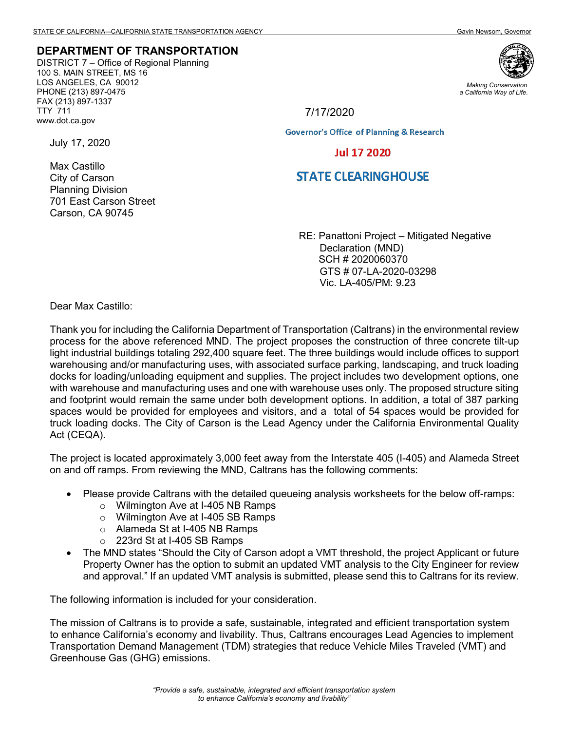STATE OF CALIFORNIA—CALIFORNIA STATE TRANSPORTATION AGENCY Gavin Newsom, Governor

**DEPARTMENT OF TRANSPORTATION**
DISTRICT 7 – Office of Regional Planning
100 S. MAIN STREET, MS 16
LOS ANGELES, CA 90012
PHONE (213) 897-0475
FAX (213) 897-1337
TTY 711
www.dot.ca.gov

*Making Conservation a California Way of Life.*

7/17/2020

Governor's Office of Planning & Research

Jul 17 2020

STATE CLEARINGHOUSE

July 17, 2020

Max Castillo
City of Carson
Planning Division
701 East Carson Street
Carson, CA 90745

RE: Panattoni Project – Mitigated Negative Declaration (MND)
SCH # 2020060370
GTS # 07-LA-2020-03298
Vic. LA-405/PM: 9.23

Dear Max Castillo:

Thank you for including the California Department of Transportation (Caltrans) in the environmental review process for the above referenced MND. The project proposes the construction of three concrete tilt-up light industrial buildings totaling 292,400 square feet. The three buildings would include offices to support warehousing and/or manufacturing uses, with associated surface parking, landscaping, and truck loading docks for loading/unloading equipment and supplies. The project includes two development options, one with warehouse and manufacturing uses and one with warehouse uses only. The proposed structure siting and footprint would remain the same under both development options. In addition, a total of 387 parking spaces would be provided for employees and visitors, and a total of 54 spaces would be provided for truck loading docks. The City of Carson is the Lead Agency under the California Environmental Quality Act (CEQA).

The project is located approximately 3,000 feet away from the Interstate 405 (I-405) and Alameda Street on and off ramps. From reviewing the MND, Caltrans has the following comments:

- Please provide Caltrans with the detailed queueing analysis worksheets for the below off-ramps:
  - Wilmington Ave at I-405 NB Ramps
  - Wilmington Ave at I-405 SB Ramps
  - Alameda St at I-405 NB Ramps
  - 223rd St at I-405 SB Ramps
- The MND states "Should the City of Carson adopt a VMT threshold, the project Applicant or future Property Owner has the option to submit an updated VMT analysis to the City Engineer for review and approval." If an updated VMT analysis is submitted, please send this to Caltrans for its review.

The following information is included for your consideration.

The mission of Caltrans is to provide a safe, sustainable, integrated and efficient transportation system to enhance California's economy and livability. Thus, Caltrans encourages Lead Agencies to implement Transportation Demand Management (TDM) strategies that reduce Vehicle Miles Traveled (VMT) and Greenhouse Gas (GHG) emissions.

*"Provide a safe, sustainable, integrated and efficient transportation system to enhance California's economy and livability"*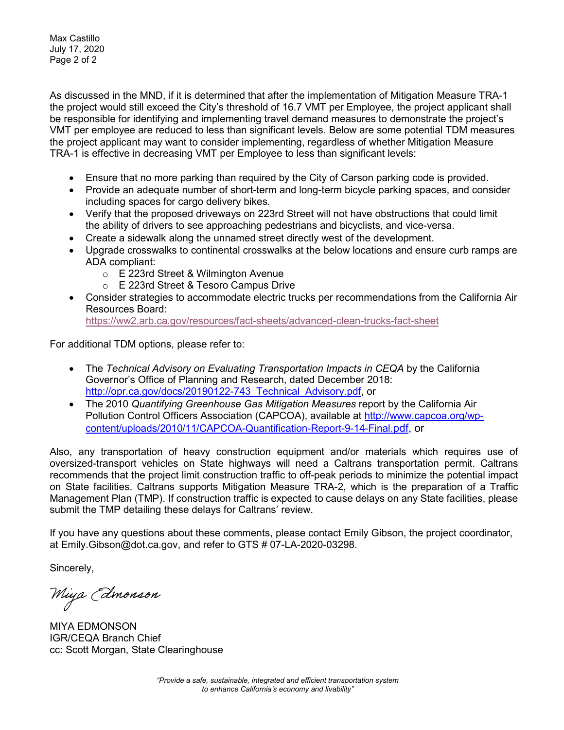As discussed in the MND, if it is determined that after the implementation of Mitigation Measure TRA-1 the project would still exceed the City's threshold of 16.7 VMT per Employee, the project applicant shall be responsible for identifying and implementing travel demand measures to demonstrate the project's VMT per employee are reduced to less than significant levels. Below are some potential TDM measures the project applicant may want to consider implementing, regardless of whether Mitigation Measure TRA-1 is effective in decreasing VMT per Employee to less than significant levels:

- Ensure that no more parking than required by the City of Carson parking code is provided.
- Provide an adequate number of short-term and long-term bicycle parking spaces, and consider including spaces for cargo delivery bikes.
- Verify that the proposed driveways on 223rd Street will not have obstructions that could limit the ability of drivers to see approaching pedestrians and bicyclists, and vice-versa.
- Create a sidewalk along the unnamed street directly west of the development.
- Upgrade crosswalks to continental crosswalks at the below locations and ensure curb ramps are ADA compliant:
  - E 223rd Street & Wilmington Avenue
  - E 223rd Street & Tesoro Campus Drive
- Consider strategies to accommodate electric trucks per recommendations from the California Air Resources Board: https://ww2.arb.ca.gov/resources/fact-sheets/advanced-clean-trucks-fact-sheet

For additional TDM options, please refer to:

- The *Technical Advisory on Evaluating Transportation Impacts in CEQA* by the California Governor's Office of Planning and Research, dated December 2018: http://opr.ca.gov/docs/20190122-743_Technical_Advisory.pdf, or
- The 2010 *Quantifying Greenhouse Gas Mitigation Measures* report by the California Air Pollution Control Officers Association (CAPCOA), available at http://www.capcoa.org/wp-content/uploads/2010/11/CAPCOA-Quantification-Report-9-14-Final.pdf, or

Also, any transportation of heavy construction equipment and/or materials which requires use of oversized-transport vehicles on State highways will need a Caltrans transportation permit. Caltrans recommends that the project limit construction traffic to off-peak periods to minimize the potential impact on State facilities. Caltrans supports Mitigation Measure TRA-2, which is the preparation of a Traffic Management Plan (TMP). If construction traffic is expected to cause delays on any State facilities, please submit the TMP detailing these delays for Caltrans' review.

If you have any questions about these comments, please contact Emily Gibson, the project coordinator, at Emily.Gibson@dot.ca.gov, and refer to GTS # 07-LA-2020-03298.

Sincerely,

*Miya Edmonson*

MIYA EDMONSON
IGR/CEQA Branch Chief
cc: Scott Morgan, State Clearinghouse

*"Provide a safe, sustainable, integrated and efficient transportation system to enhance California's economy and livability"*